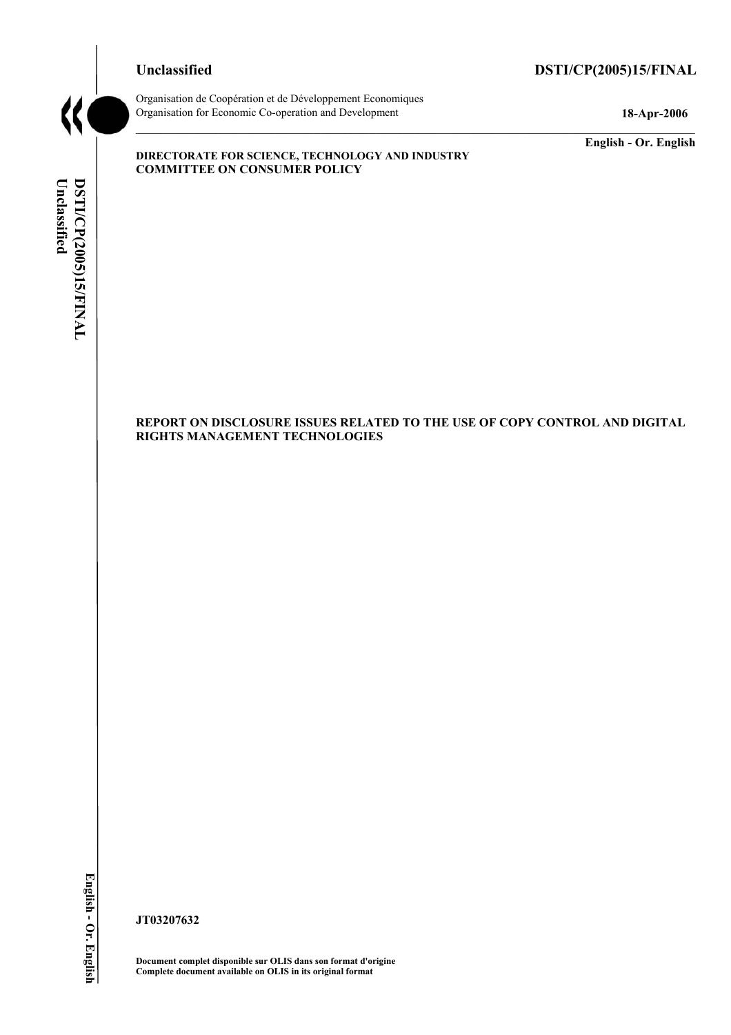Unclassified DSTI/CP(2005)15/FINAL

Organisation de Coopération et de Développement Economiques
Organisation for Economic Co-operation and Development

18-Apr-2006

English - Or. English

DIRECTORATE FOR SCIENCE, TECHNOLOGY AND INDUSTRY
COMMITTEE ON CONSUMER POLICY

# REPORT ON DISCLOSURE ISSUES RELATED TO THE USE OF COPY CONTROL AND DIGITAL RIGHTS MANAGEMENT TECHNOLOGIES

JT03207632

Document complet disponible sur OLIS dans son format d'origine
Complete document available on OLIS in its original format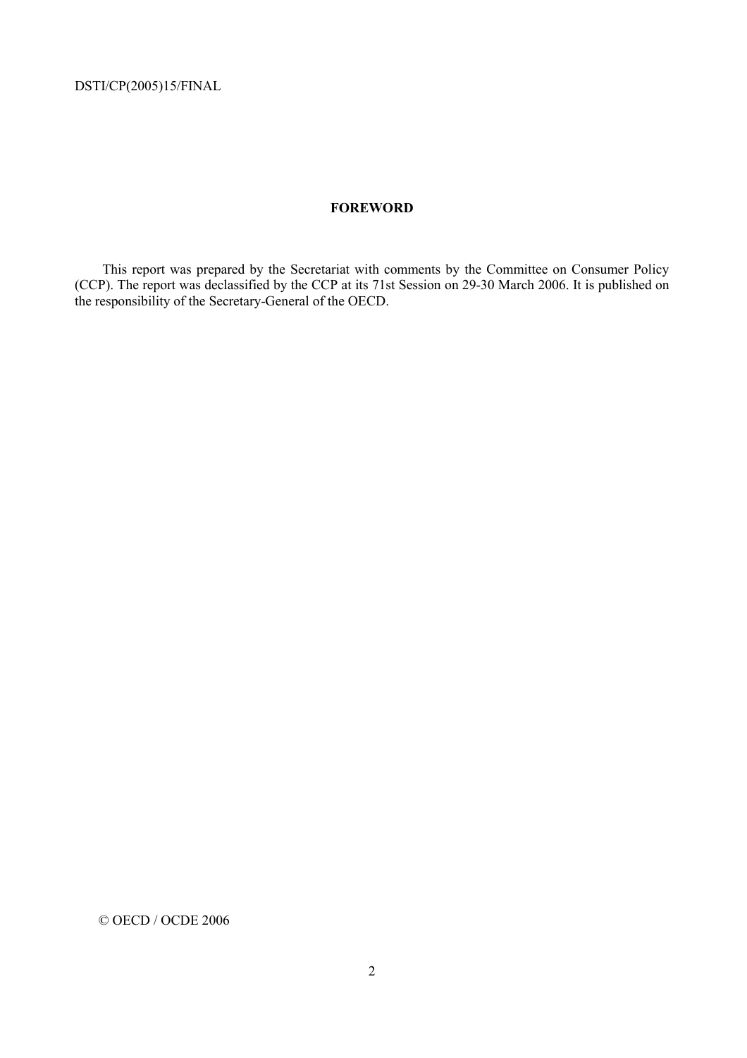## FOREWORD

This report was prepared by the Secretariat with comments by the Committee on Consumer Policy (CCP). The report was declassified by the CCP at its 71st Session on 29-30 March 2006. It is published on the responsibility of the Secretary-General of the OECD.

© OECD / OCDE 2006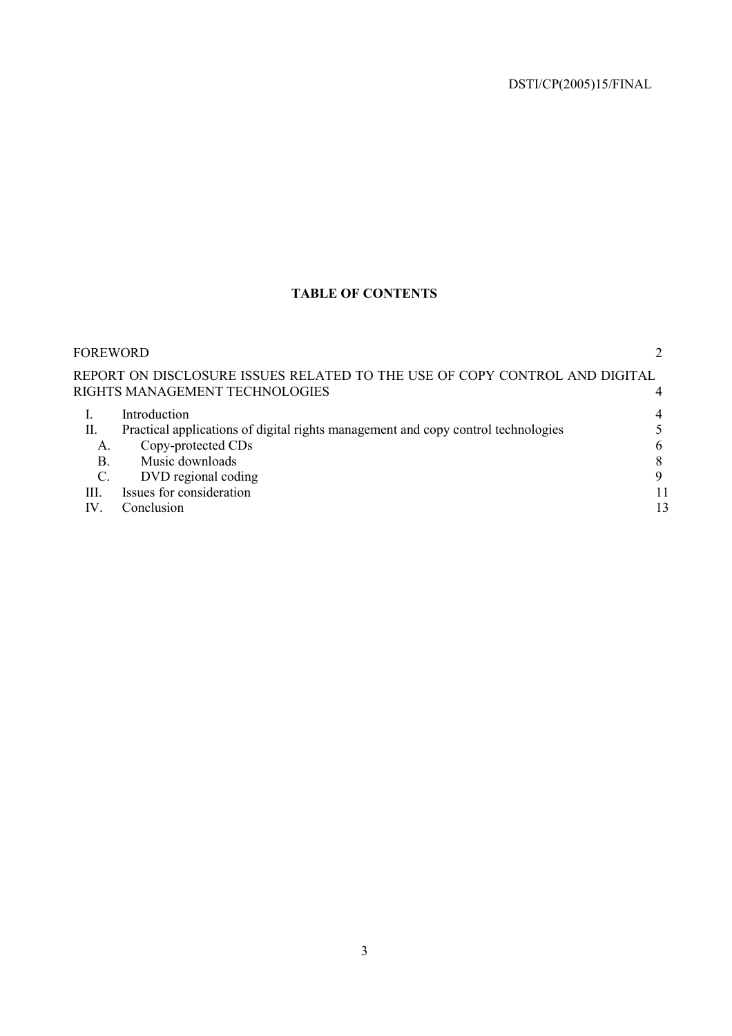**TABLE OF CONTENTS**

| | | |
|---|---|---|
| FOREWORD | | 2 |
| REPORT ON DISCLOSURE ISSUES RELATED TO THE USE OF COPY CONTROL AND DIGITAL RIGHTS MANAGEMENT TECHNOLOGIES | | 4 |
| I. | Introduction | 4 |
| II. | Practical applications of digital rights management and copy control technologies | 5 |
| A. | Copy-protected CDs | 6 |
| B. | Music downloads | 8 |
| C. | DVD regional coding | 9 |
| III. | Issues for consideration | 11 |
| IV. | Conclusion | 13 |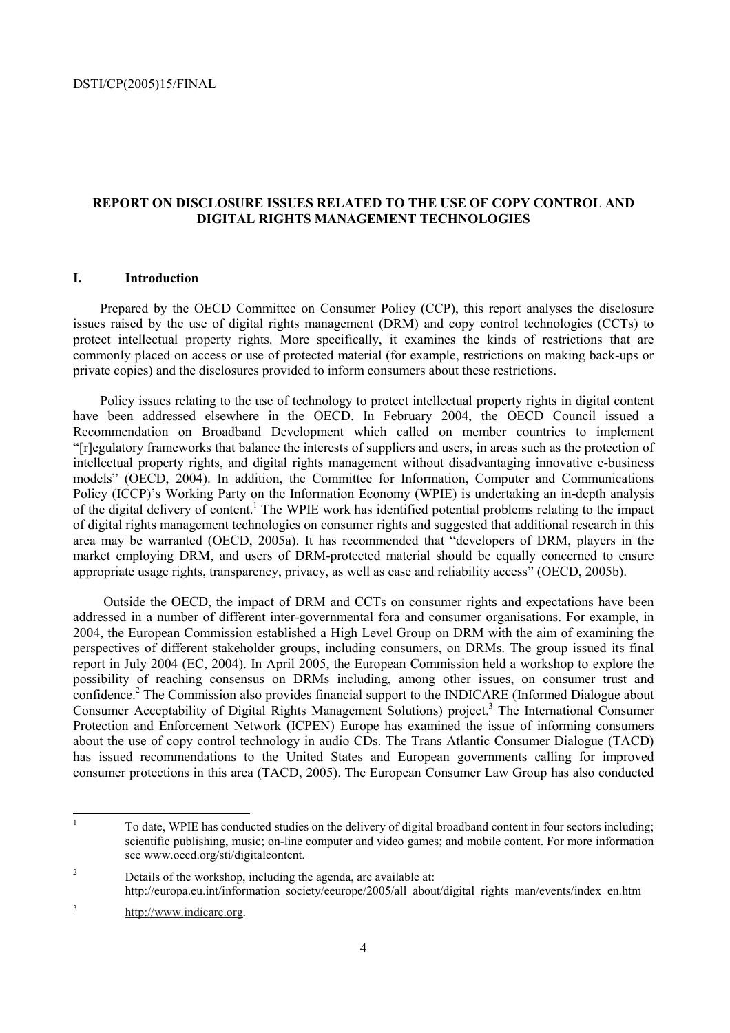## REPORT ON DISCLOSURE ISSUES RELATED TO THE USE OF COPY CONTROL AND DIGITAL RIGHTS MANAGEMENT TECHNOLOGIES

### I. Introduction

Prepared by the OECD Committee on Consumer Policy (CCP), this report analyses the disclosure issues raised by the use of digital rights management (DRM) and copy control technologies (CCTs) to protect intellectual property rights. More specifically, it examines the kinds of restrictions that are commonly placed on access or use of protected material (for example, restrictions on making back-ups or private copies) and the disclosures provided to inform consumers about these restrictions.

Policy issues relating to the use of technology to protect intellectual property rights in digital content have been addressed elsewhere in the OECD. In February 2004, the OECD Council issued a Recommendation on Broadband Development which called on member countries to implement "[r]egulatory frameworks that balance the interests of suppliers and users, in areas such as the protection of intellectual property rights, and digital rights management without disadvantaging innovative e-business models" (OECD, 2004). In addition, the Committee for Information, Computer and Communications Policy (ICCP)'s Working Party on the Information Economy (WPIE) is undertaking an in-depth analysis of the digital delivery of content.[1] The WPIE work has identified potential problems relating to the impact of digital rights management technologies on consumer rights and suggested that additional research in this area may be warranted (OECD, 2005a). It has recommended that "developers of DRM, players in the market employing DRM, and users of DRM-protected material should be equally concerned to ensure appropriate usage rights, transparency, privacy, as well as ease and reliability access" (OECD, 2005b).

Outside the OECD, the impact of DRM and CCTs on consumer rights and expectations have been addressed in a number of different inter-governmental fora and consumer organisations. For example, in 2004, the European Commission established a High Level Group on DRM with the aim of examining the perspectives of different stakeholder groups, including consumers, on DRMs. The group issued its final report in July 2004 (EC, 2004). In April 2005, the European Commission held a workshop to explore the possibility of reaching consensus on DRMs including, among other issues, on consumer trust and confidence.[2] The Commission also provides financial support to the INDICARE (Informed Dialogue about Consumer Acceptability of Digital Rights Management Solutions) project.[3] The International Consumer Protection and Enforcement Network (ICPEN) Europe has examined the issue of informing consumers about the use of copy control technology in audio CDs. The Trans Atlantic Consumer Dialogue (TACD) has issued recommendations to the United States and European governments calling for improved consumer protections in this area (TACD, 2005). The European Consumer Law Group has also conducted

---

[1] To date, WPIE has conducted studies on the delivery of digital broadband content in four sectors including; scientific publishing, music; on-line computer and video games; and mobile content. For more information see www.oecd.org/sti/digitalcontent.

[2] Details of the workshop, including the agenda, are available at: http://europa.eu.int/information_society/eeurope/2005/all_about/digital_rights_man/events/index_en.htm

[3] http://www.indicare.org.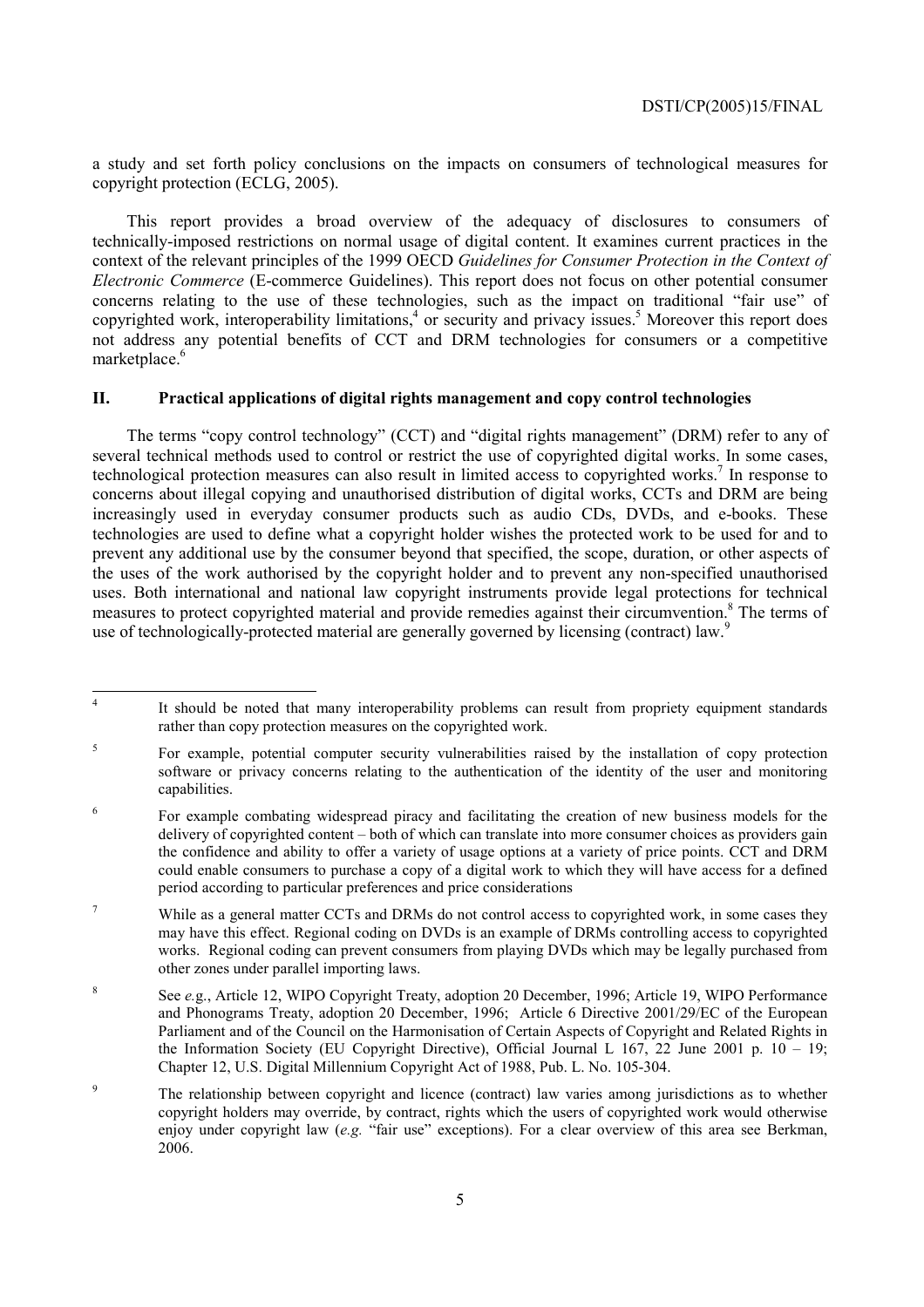a study and set forth policy conclusions on the impacts on consumers of technological measures for copyright protection (ECLG, 2005).

This report provides a broad overview of the adequacy of disclosures to consumers of technically-imposed restrictions on normal usage of digital content. It examines current practices in the context of the relevant principles of the 1999 OECD *Guidelines for Consumer Protection in the Context of Electronic Commerce* (E-commerce Guidelines). This report does not focus on other potential consumer concerns relating to the use of these technologies, such as the impact on traditional "fair use" of copyrighted work, interoperability limitations,[4] or security and privacy issues.[5] Moreover this report does not address any potential benefits of CCT and DRM technologies for consumers or a competitive marketplace.[6]

## II. Practical applications of digital rights management and copy control technologies

The terms "copy control technology" (CCT) and "digital rights management" (DRM) refer to any of several technical methods used to control or restrict the use of copyrighted digital works. In some cases, technological protection measures can also result in limited access to copyrighted works.[7] In response to concerns about illegal copying and unauthorised distribution of digital works, CCTs and DRM are being increasingly used in everyday consumer products such as audio CDs, DVDs, and e-books. These technologies are used to define what a copyright holder wishes the protected work to be used for and to prevent any additional use by the consumer beyond that specified, the scope, duration, or other aspects of the uses of the work authorised by the copyright holder and to prevent any non-specified unauthorised uses. Both international and national law copyright instruments provide legal protections for technical measures to protect copyrighted material and provide remedies against their circumvention.[8] The terms of use of technologically-protected material are generally governed by licensing (contract) law.[9]

---

[4] It should be noted that many interoperability problems can result from propriety equipment standards rather than copy protection measures on the copyrighted work.

[5] For example, potential computer security vulnerabilities raised by the installation of copy protection software or privacy concerns relating to the authentication of the identity of the user and monitoring capabilities.

[6] For example combating widespread piracy and facilitating the creation of new business models for the delivery of copyrighted content – both of which can translate into more consumer choices as providers gain the confidence and ability to offer a variety of usage options at a variety of price points. CCT and DRM could enable consumers to purchase a copy of a digital work to which they will have access for a defined period according to particular preferences and price considerations

[7] While as a general matter CCTs and DRMs do not control access to copyrighted work, in some cases they may have this effect. Regional coding on DVDs is an example of DRMs controlling access to copyrighted works. Regional coding can prevent consumers from playing DVDs which may be legally purchased from other zones under parallel importing laws.

[8] See *e.g.*, Article 12, WIPO Copyright Treaty, adoption 20 December, 1996; Article 19, WIPO Performance and Phonograms Treaty, adoption 20 December, 1996; Article 6 Directive 2001/29/EC of the European Parliament and of the Council on the Harmonisation of Certain Aspects of Copyright and Related Rights in the Information Society (EU Copyright Directive), Official Journal L 167, 22 June 2001 p. 10 – 19; Chapter 12, U.S. Digital Millennium Copyright Act of 1988, Pub. L. No. 105-304.

[9] The relationship between copyright and licence (contract) law varies among jurisdictions as to whether copyright holders may override, by contract, rights which the users of copyrighted work would otherwise enjoy under copyright law (*e.g.* "fair use" exceptions). For a clear overview of this area see Berkman, 2006.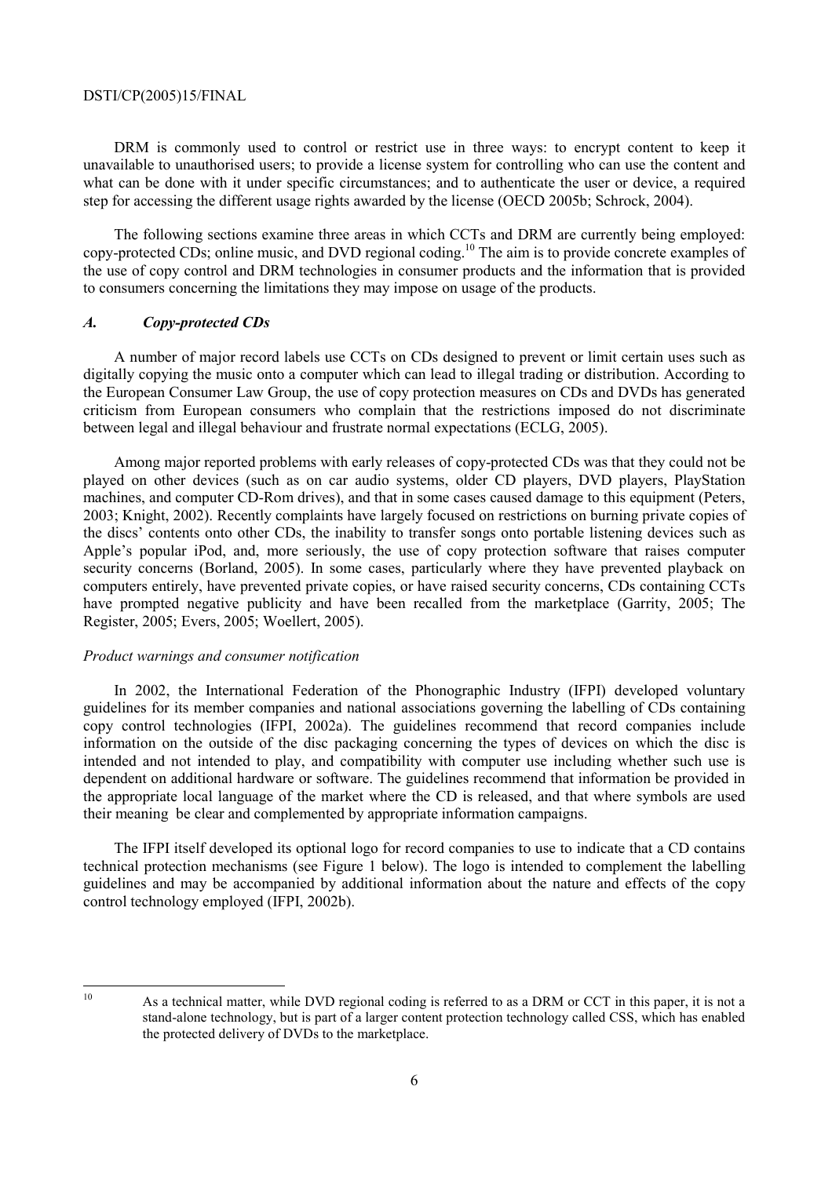DRM is commonly used to control or restrict use in three ways: to encrypt content to keep it unavailable to unauthorised users; to provide a license system for controlling who can use the content and what can be done with it under specific circumstances; and to authenticate the user or device, a required step for accessing the different usage rights awarded by the license (OECD 2005b; Schrock, 2004).

The following sections examine three areas in which CCTs and DRM are currently being employed: copy-protected CDs; online music, and DVD regional coding.[10] The aim is to provide concrete examples of the use of copy control and DRM technologies in consumer products and the information that is provided to consumers concerning the limitations they may impose on usage of the products.

### *A. Copy-protected CDs*

A number of major record labels use CCTs on CDs designed to prevent or limit certain uses such as digitally copying the music onto a computer which can lead to illegal trading or distribution. According to the European Consumer Law Group, the use of copy protection measures on CDs and DVDs has generated criticism from European consumers who complain that the restrictions imposed do not discriminate between legal and illegal behaviour and frustrate normal expectations (ECLG, 2005).

Among major reported problems with early releases of copy-protected CDs was that they could not be played on other devices (such as on car audio systems, older CD players, DVD players, PlayStation machines, and computer CD-Rom drives), and that in some cases caused damage to this equipment (Peters, 2003; Knight, 2002). Recently complaints have largely focused on restrictions on burning private copies of the discs' contents onto other CDs, the inability to transfer songs onto portable listening devices such as Apple's popular iPod, and, more seriously, the use of copy protection software that raises computer security concerns (Borland, 2005). In some cases, particularly where they have prevented playback on computers entirely, have prevented private copies, or have raised security concerns, CDs containing CCTs have prompted negative publicity and have been recalled from the marketplace (Garrity, 2005; The Register, 2005; Evers, 2005; Woellert, 2005).

#### *Product warnings and consumer notification*

In 2002, the International Federation of the Phonographic Industry (IFPI) developed voluntary guidelines for its member companies and national associations governing the labelling of CDs containing copy control technologies (IFPI, 2002a). The guidelines recommend that record companies include information on the outside of the disc packaging concerning the types of devices on which the disc is intended and not intended to play, and compatibility with computer use including whether such use is dependent on additional hardware or software. The guidelines recommend that information be provided in the appropriate local language of the market where the CD is released, and that where symbols are used their meaning be clear and complemented by appropriate information campaigns.

The IFPI itself developed its optional logo for record companies to use to indicate that a CD contains technical protection mechanisms (see Figure 1 below). The logo is intended to complement the labelling guidelines and may be accompanied by additional information about the nature and effects of the copy control technology employed (IFPI, 2002b).

---

[10] As a technical matter, while DVD regional coding is referred to as a DRM or CCT in this paper, it is not a stand-alone technology, but is part of a larger content protection technology called CSS, which has enabled the protected delivery of DVDs to the marketplace.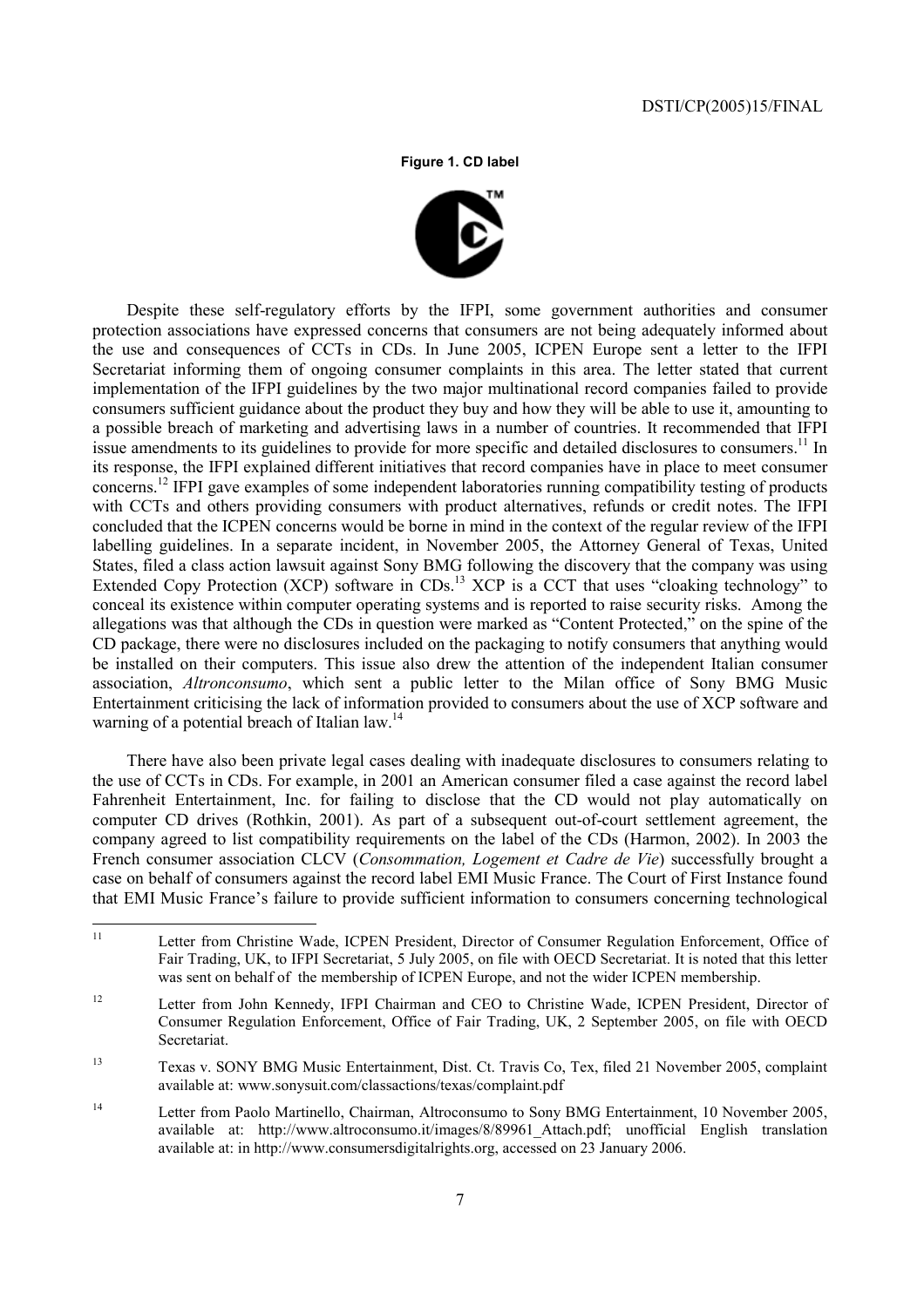**Figure 1. CD label**

Despite these self-regulatory efforts by the IFPI, some government authorities and consumer protection associations have expressed concerns that consumers are not being adequately informed about the use and consequences of CCTs in CDs. In June 2005, ICPEN Europe sent a letter to the IFPI Secretariat informing them of ongoing consumer complaints in this area. The letter stated that current implementation of the IFPI guidelines by the two major multinational record companies failed to provide consumers sufficient guidance about the product they buy and how they will be able to use it, amounting to a possible breach of marketing and advertising laws in a number of countries. It recommended that IFPI issue amendments to its guidelines to provide for more specific and detailed disclosures to consumers.[11] In its response, the IFPI explained different initiatives that record companies have in place to meet consumer concerns.[12] IFPI gave examples of some independent laboratories running compatibility testing of products with CCTs and others providing consumers with product alternatives, refunds or credit notes. The IFPI concluded that the ICPEN concerns would be borne in mind in the context of the regular review of the IFPI labelling guidelines. In a separate incident, in November 2005, the Attorney General of Texas, United States, filed a class action lawsuit against Sony BMG following the discovery that the company was using Extended Copy Protection (XCP) software in CDs.[13] XCP is a CCT that uses "cloaking technology" to conceal its existence within computer operating systems and is reported to raise security risks. Among the allegations was that although the CDs in question were marked as "Content Protected," on the spine of the CD package, there were no disclosures included on the packaging to notify consumers that anything would be installed on their computers. This issue also drew the attention of the independent Italian consumer association, *Altronconsumo*, which sent a public letter to the Milan office of Sony BMG Music Entertainment criticising the lack of information provided to consumers about the use of XCP software and warning of a potential breach of Italian law.[14]

There have also been private legal cases dealing with inadequate disclosures to consumers relating to the use of CCTs in CDs. For example, in 2001 an American consumer filed a case against the record label Fahrenheit Entertainment, Inc. for failing to disclose that the CD would not play automatically on computer CD drives (Rothkin, 2001). As part of a subsequent out-of-court settlement agreement, the company agreed to list compatibility requirements on the label of the CDs (Harmon, 2002). In 2003 the French consumer association CLCV (*Consommation, Logement et Cadre de Vie*) successfully brought a case on behalf of consumers against the record label EMI Music France. The Court of First Instance found that EMI Music France's failure to provide sufficient information to consumers concerning technological

---

[11] Letter from Christine Wade, ICPEN President, Director of Consumer Regulation Enforcement, Office of Fair Trading, UK, to IFPI Secretariat, 5 July 2005, on file with OECD Secretariat. It is noted that this letter was sent on behalf of the membership of ICPEN Europe, and not the wider ICPEN membership.

[12] Letter from John Kennedy, IFPI Chairman and CEO to Christine Wade, ICPEN President, Director of Consumer Regulation Enforcement, Office of Fair Trading, UK, 2 September 2005, on file with OECD Secretariat.

[13] Texas v. SONY BMG Music Entertainment, Dist. Ct. Travis Co, Tex, filed 21 November 2005, complaint available at: www.sonysuit.com/classactions/texas/complaint.pdf

[14] Letter from Paolo Martinello, Chairman, Altroconsumo to Sony BMG Entertainment, 10 November 2005, available at: http://www.altroconsumo.it/images/8/89961_Attach.pdf; unofficial English translation available at: in http://www.consumersdigitalrights.org, accessed on 23 January 2006.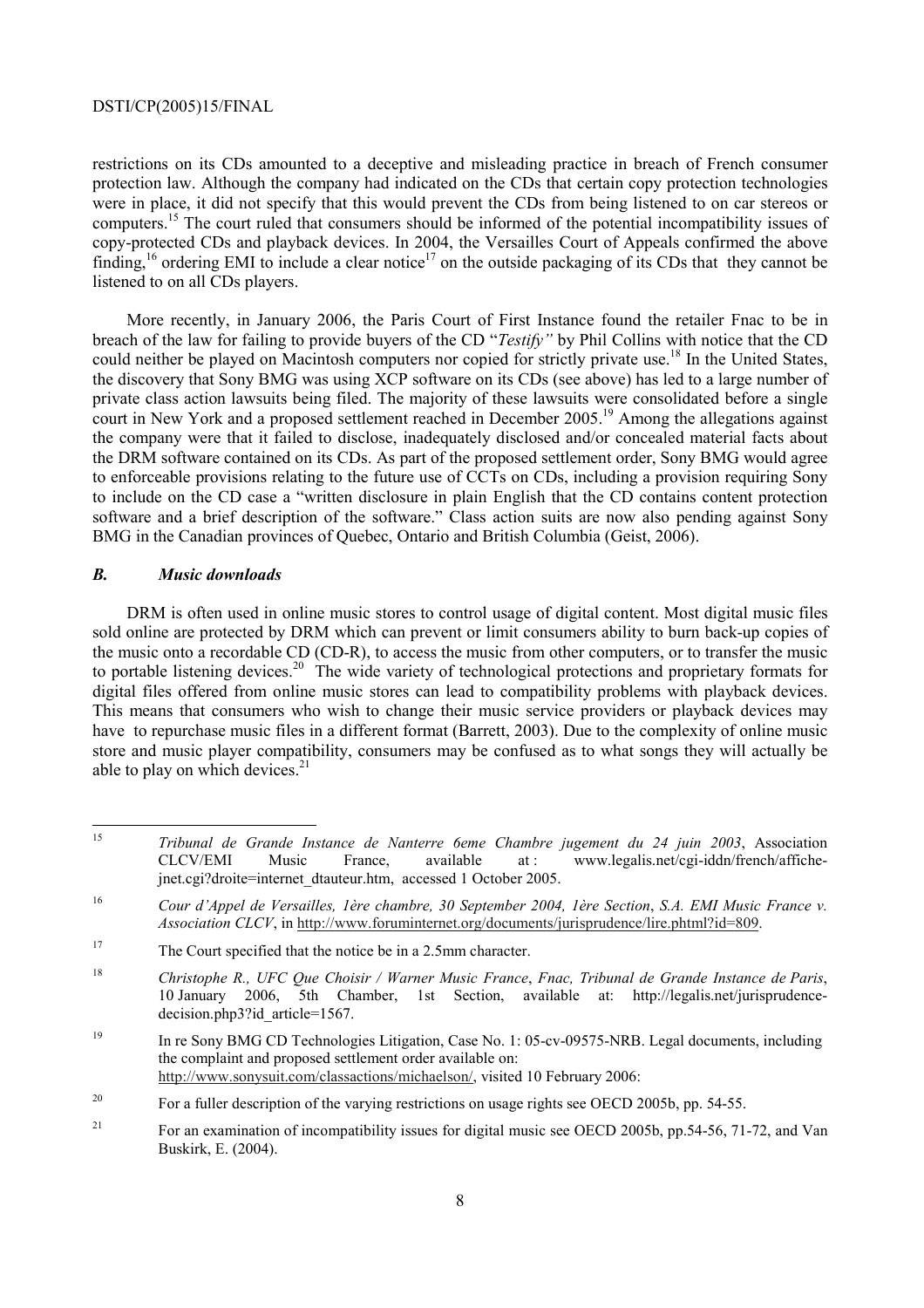restrictions on its CDs amounted to a deceptive and misleading practice in breach of French consumer protection law. Although the company had indicated on the CDs that certain copy protection technologies were in place, it did not specify that this would prevent the CDs from being listened to on car stereos or computers.[15] The court ruled that consumers should be informed of the potential incompatibility issues of copy-protected CDs and playback devices. In 2004, the Versailles Court of Appeals confirmed the above finding,[16] ordering EMI to include a clear notice[17] on the outside packaging of its CDs that they cannot be listened to on all CDs players.

More recently, in January 2006, the Paris Court of First Instance found the retailer Fnac to be in breach of the law for failing to provide buyers of the CD "*Testify"* by Phil Collins with notice that the CD could neither be played on Macintosh computers nor copied for strictly private use.[18] In the United States, the discovery that Sony BMG was using XCP software on its CDs (see above) has led to a large number of private class action lawsuits being filed. The majority of these lawsuits were consolidated before a single court in New York and a proposed settlement reached in December 2005.[19] Among the allegations against the company were that it failed to disclose, inadequately disclosed and/or concealed material facts about the DRM software contained on its CDs. As part of the proposed settlement order, Sony BMG would agree to enforceable provisions relating to the future use of CCTs on CDs, including a provision requiring Sony to include on the CD case a "written disclosure in plain English that the CD contains content protection software and a brief description of the software." Class action suits are now also pending against Sony BMG in the Canadian provinces of Quebec, Ontario and British Columbia (Geist, 2006).

### *B. Music downloads*

DRM is often used in online music stores to control usage of digital content. Most digital music files sold online are protected by DRM which can prevent or limit consumers ability to burn back-up copies of the music onto a recordable CD (CD-R), to access the music from other computers, or to transfer the music to portable listening devices.[20] The wide variety of technological protections and proprietary formats for digital files offered from online music stores can lead to compatibility problems with playback devices. This means that consumers who wish to change their music service providers or playback devices may have to repurchase music files in a different format (Barrett, 2003). Due to the complexity of online music store and music player compatibility, consumers may be confused as to what songs they will actually be able to play on which devices.[21]

---

15. *Tribunal de Grande Instance de Nanterre 6eme Chambre jugement du 24 juin 2003*, Association CLCV/EMI Music France, available at : www.legalis.net/cgi-iddn/french/affiche-jnet.cgi?droite=internet_dtauteur.htm, accessed 1 October 2005.

16. *Cour d'Appel de Versailles, 1ère chambre, 30 September 2004, 1ère Section*, *S.A. EMI Music France v. Association CLCV*, in http://www.foruminternet.org/documents/jurisprudence/lire.phtml?id=809.

17. The Court specified that the notice be in a 2.5mm character.

18. *Christophe R., UFC Que Choisir / Warner Music France*, *Fnac, Tribunal de Grande Instance de Paris*, 10 January 2006, 5th Chamber, 1st Section, available at: http://legalis.net/jurisprudence-decision.php3?id_article=1567.

19. In re Sony BMG CD Technologies Litigation, Case No. 1: 05-cv-09575-NRB. Legal documents, including the complaint and proposed settlement order available on: http://www.sonysuit.com/classactions/michaelson/, visited 10 February 2006:

20. For a fuller description of the varying restrictions on usage rights see OECD 2005b, pp. 54-55.

21. For an examination of incompatibility issues for digital music see OECD 2005b, pp.54-56, 71-72, and Van Buskirk, E. (2004).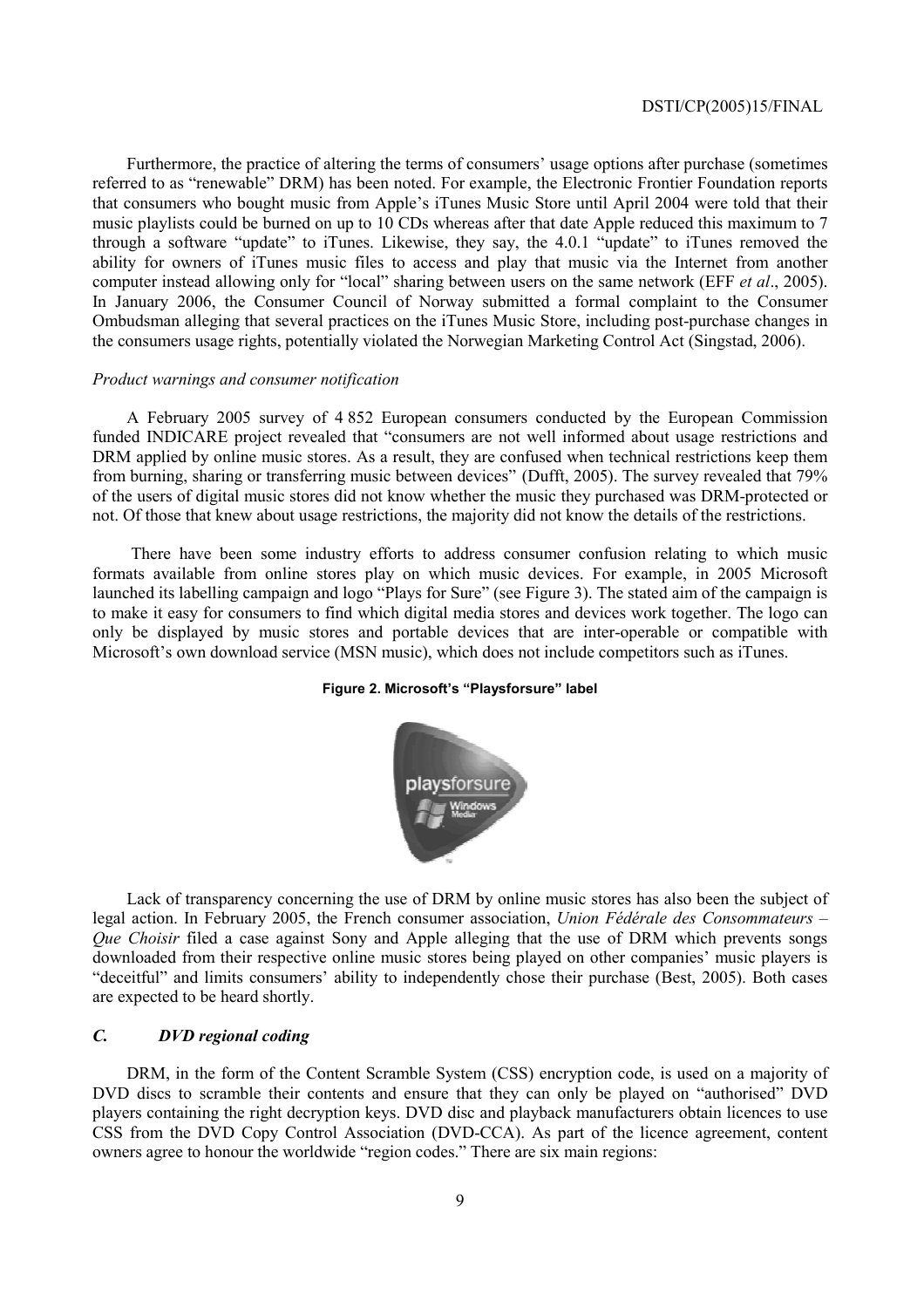Furthermore, the practice of altering the terms of consumers' usage options after purchase (sometimes referred to as "renewable" DRM) has been noted. For example, the Electronic Frontier Foundation reports that consumers who bought music from Apple's iTunes Music Store until April 2004 were told that their music playlists could be burned on up to 10 CDs whereas after that date Apple reduced this maximum to 7 through a software "update" to iTunes. Likewise, they say, the 4.0.1 "update" to iTunes removed the ability for owners of iTunes music files to access and play that music via the Internet from another computer instead allowing only for "local" sharing between users on the same network (EFF *et al*., 2005). In January 2006, the Consumer Council of Norway submitted a formal complaint to the Consumer Ombudsman alleging that several practices on the iTunes Music Store, including post-purchase changes in the consumers usage rights, potentially violated the Norwegian Marketing Control Act (Singstad, 2006).

*Product warnings and consumer notification*

A February 2005 survey of 4 852 European consumers conducted by the European Commission funded INDICARE project revealed that "consumers are not well informed about usage restrictions and DRM applied by online music stores. As a result, they are confused when technical restrictions keep them from burning, sharing or transferring music between devices" (Dufft, 2005). The survey revealed that 79% of the users of digital music stores did not know whether the music they purchased was DRM-protected or not. Of those that knew about usage restrictions, the majority did not know the details of the restrictions.

There have been some industry efforts to address consumer confusion relating to which music formats available from online stores play on which music devices. For example, in 2005 Microsoft launched its labelling campaign and logo "Plays for Sure" (see Figure 3). The stated aim of the campaign is to make it easy for consumers to find which digital media stores and devices work together. The logo can only be displayed by music stores and portable devices that are inter-operable or compatible with Microsoft's own download service (MSN music), which does not include competitors such as iTunes.

**Figure 2. Microsoft's "Playsforsure" label**

Lack of transparency concerning the use of DRM by online music stores has also been the subject of legal action. In February 2005, the French consumer association, *Union Fédérale des Consommateurs – Que Choisir* filed a case against Sony and Apple alleging that the use of DRM which prevents songs downloaded from their respective online music stores being played on other companies' music players is "deceitful" and limits consumers' ability to independently chose their purchase (Best, 2005). Both cases are expected to be heard shortly.

### *C. DVD regional coding*

DRM, in the form of the Content Scramble System (CSS) encryption code, is used on a majority of DVD discs to scramble their contents and ensure that they can only be played on "authorised" DVD players containing the right decryption keys. DVD disc and playback manufacturers obtain licences to use CSS from the DVD Copy Control Association (DVD-CCA). As part of the licence agreement, content owners agree to honour the worldwide "region codes." There are six main regions: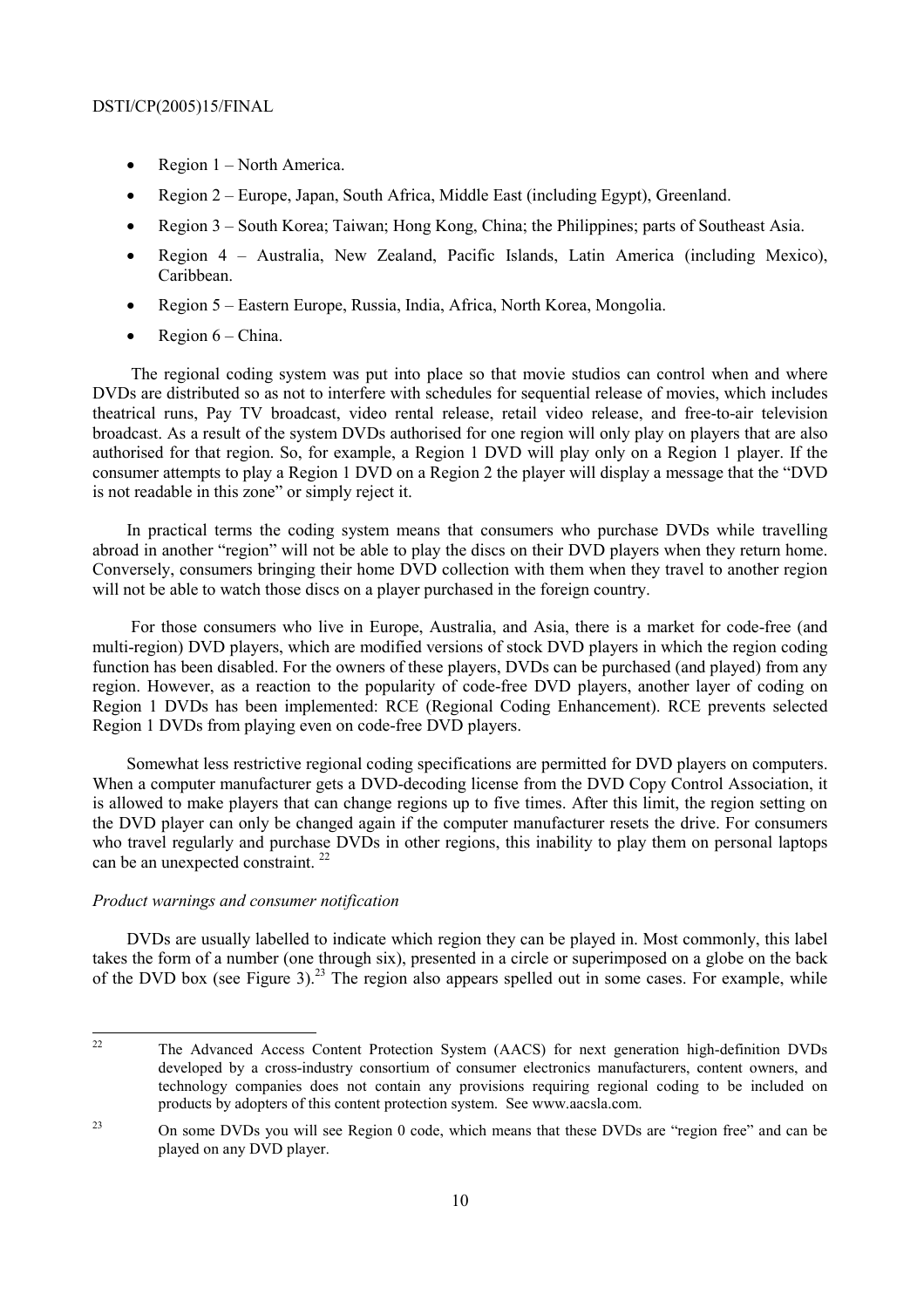- Region 1 – North America.
- Region 2 – Europe, Japan, South Africa, Middle East (including Egypt), Greenland.
- Region 3 – South Korea; Taiwan; Hong Kong, China; the Philippines; parts of Southeast Asia.
- Region 4 – Australia, New Zealand, Pacific Islands, Latin America (including Mexico), Caribbean.
- Region 5 – Eastern Europe, Russia, India, Africa, North Korea, Mongolia.
- Region 6 – China.

The regional coding system was put into place so that movie studios can control when and where DVDs are distributed so as not to interfere with schedules for sequential release of movies, which includes theatrical runs, Pay TV broadcast, video rental release, retail video release, and free-to-air television broadcast. As a result of the system DVDs authorised for one region will only play on players that are also authorised for that region. So, for example, a Region 1 DVD will play only on a Region 1 player. If the consumer attempts to play a Region 1 DVD on a Region 2 the player will display a message that the "DVD is not readable in this zone" or simply reject it.

In practical terms the coding system means that consumers who purchase DVDs while travelling abroad in another "region" will not be able to play the discs on their DVD players when they return home. Conversely, consumers bringing their home DVD collection with them when they travel to another region will not be able to watch those discs on a player purchased in the foreign country.

For those consumers who live in Europe, Australia, and Asia, there is a market for code-free (and multi-region) DVD players, which are modified versions of stock DVD players in which the region coding function has been disabled. For the owners of these players, DVDs can be purchased (and played) from any region. However, as a reaction to the popularity of code-free DVD players, another layer of coding on Region 1 DVDs has been implemented: RCE (Regional Coding Enhancement). RCE prevents selected Region 1 DVDs from playing even on code-free DVD players.

Somewhat less restrictive regional coding specifications are permitted for DVD players on computers. When a computer manufacturer gets a DVD-decoding license from the DVD Copy Control Association, it is allowed to make players that can change regions up to five times. After this limit, the region setting on the DVD player can only be changed again if the computer manufacturer resets the drive. For consumers who travel regularly and purchase DVDs in other regions, this inability to play them on personal laptops can be an unexpected constraint. [22]

*Product warnings and consumer notification*

DVDs are usually labelled to indicate which region they can be played in. Most commonly, this label takes the form of a number (one through six), presented in a circle or superimposed on a globe on the back of the DVD box (see Figure 3).[23] The region also appears spelled out in some cases. For example, while

---

[22] The Advanced Access Content Protection System (AACS) for next generation high-definition DVDs developed by a cross-industry consortium of consumer electronics manufacturers, content owners, and technology companies does not contain any provisions requiring regional coding to be included on products by adopters of this content protection system. See www.aacsla.com.

[23] On some DVDs you will see Region 0 code, which means that these DVDs are "region free" and can be played on any DVD player.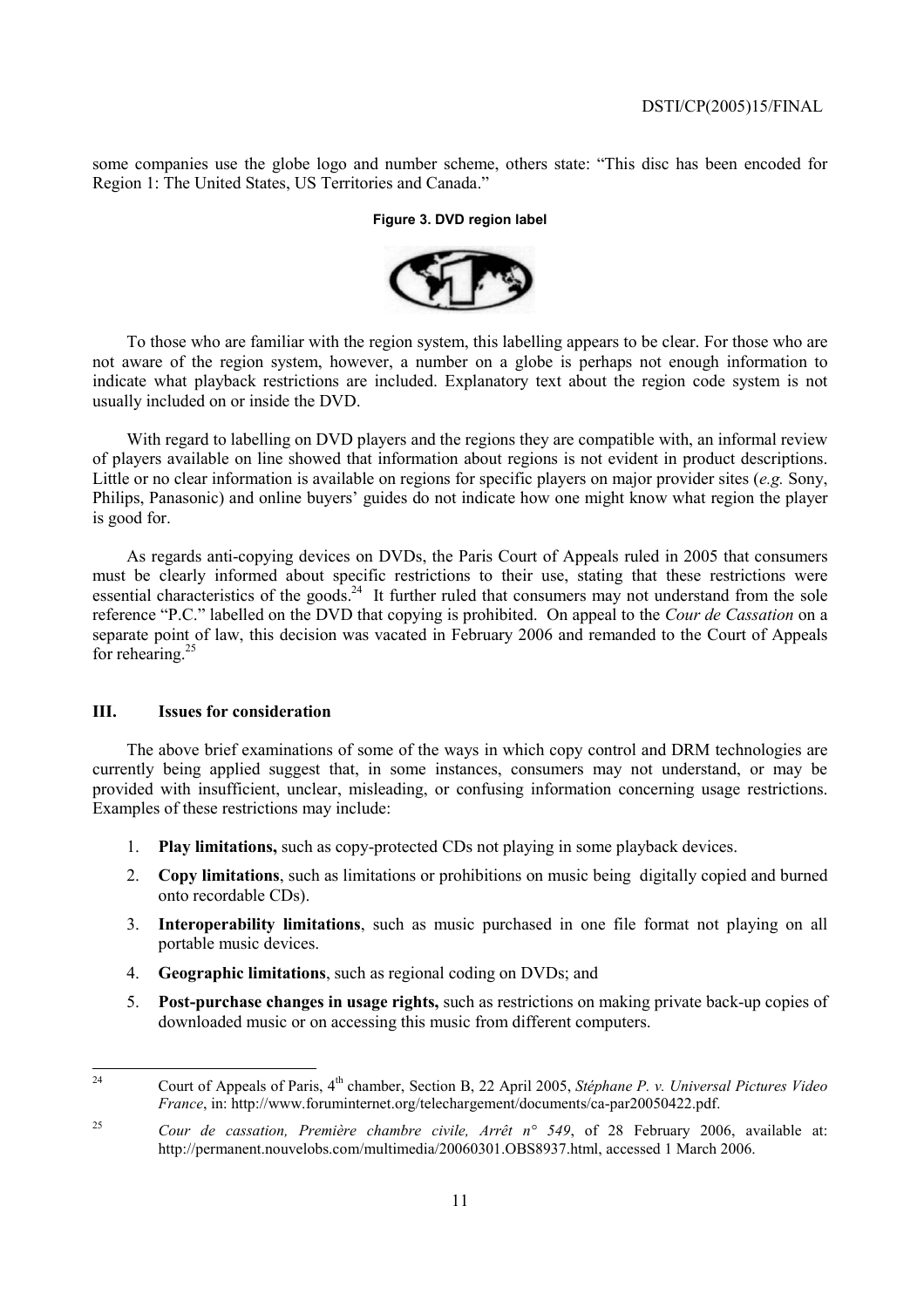some companies use the globe logo and number scheme, others state: "This disc has been encoded for Region 1: The United States, US Territories and Canada."

**Figure 3. DVD region label**

To those who are familiar with the region system, this labelling appears to be clear. For those who are not aware of the region system, however, a number on a globe is perhaps not enough information to indicate what playback restrictions are included. Explanatory text about the region code system is not usually included on or inside the DVD.

With regard to labelling on DVD players and the regions they are compatible with, an informal review of players available on line showed that information about regions is not evident in product descriptions. Little or no clear information is available on regions for specific players on major provider sites (*e.g.* Sony, Philips, Panasonic) and online buyers' guides do not indicate how one might know what region the player is good for.

As regards anti-copying devices on DVDs, the Paris Court of Appeals ruled in 2005 that consumers must be clearly informed about specific restrictions to their use, stating that these restrictions were essential characteristics of the goods.[24] It further ruled that consumers may not understand from the sole reference "P.C." labelled on the DVD that copying is prohibited. On appeal to the *Cour de Cassation* on a separate point of law, this decision was vacated in February 2006 and remanded to the Court of Appeals for rehearing.[25]

## III. Issues for consideration

The above brief examinations of some of the ways in which copy control and DRM technologies are currently being applied suggest that, in some instances, consumers may not understand, or may be provided with insufficient, unclear, misleading, or confusing information concerning usage restrictions. Examples of these restrictions may include:

1. **Play limitations,** such as copy-protected CDs not playing in some playback devices.
2. **Copy limitations**, such as limitations or prohibitions on music being digitally copied and burned onto recordable CDs).
3. **Interoperability limitations**, such as music purchased in one file format not playing on all portable music devices.
4. **Geographic limitations**, such as regional coding on DVDs; and
5. **Post-purchase changes in usage rights,** such as restrictions on making private back-up copies of downloaded music or on accessing this music from different computers.

---

[24] Court of Appeals of Paris, 4th chamber, Section B, 22 April 2005, *Stéphane P. v. Universal Pictures Video France*, in: http://www.foruminternet.org/telechargement/documents/ca-par20050422.pdf.

[25] *Cour de cassation, Première chambre civile, Arrêt n° 549*, of 28 February 2006, available at: http://permanent.nouvelobs.com/multimedia/20060301.OBS8937.html, accessed 1 March 2006.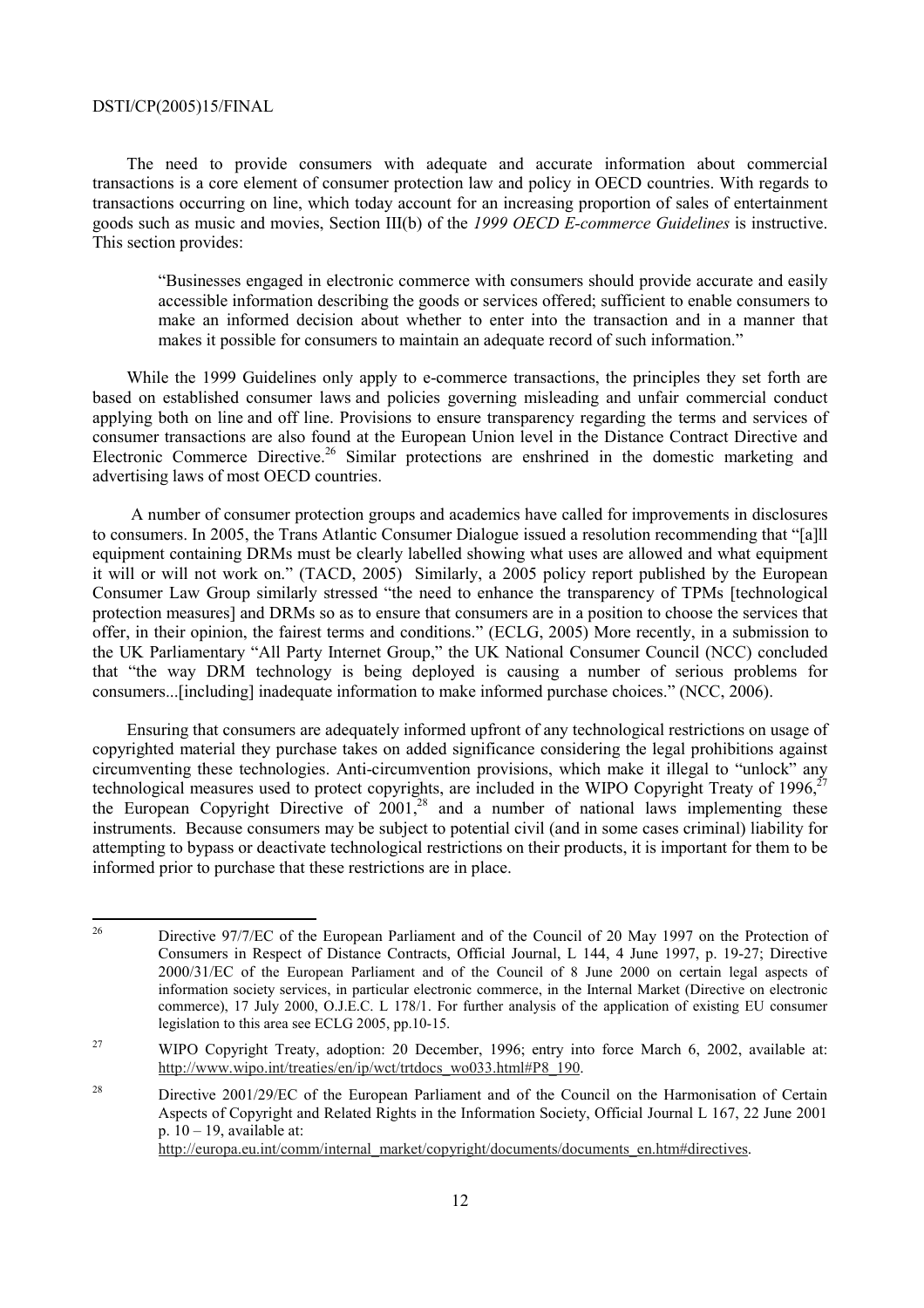The need to provide consumers with adequate and accurate information about commercial transactions is a core element of consumer protection law and policy in OECD countries. With regards to transactions occurring on line, which today account for an increasing proportion of sales of entertainment goods such as music and movies, Section III(b) of the *1999 OECD E-commerce Guidelines* is instructive. This section provides:

> "Businesses engaged in electronic commerce with consumers should provide accurate and easily accessible information describing the goods or services offered; sufficient to enable consumers to make an informed decision about whether to enter into the transaction and in a manner that makes it possible for consumers to maintain an adequate record of such information."

While the 1999 Guidelines only apply to e-commerce transactions, the principles they set forth are based on established consumer laws and policies governing misleading and unfair commercial conduct applying both on line and off line. Provisions to ensure transparency regarding the terms and services of consumer transactions are also found at the European Union level in the Distance Contract Directive and Electronic Commerce Directive.[26] Similar protections are enshrined in the domestic marketing and advertising laws of most OECD countries.

A number of consumer protection groups and academics have called for improvements in disclosures to consumers. In 2005, the Trans Atlantic Consumer Dialogue issued a resolution recommending that "[a]ll equipment containing DRMs must be clearly labelled showing what uses are allowed and what equipment it will or will not work on." (TACD, 2005) Similarly, a 2005 policy report published by the European Consumer Law Group similarly stressed "the need to enhance the transparency of TPMs [technological protection measures] and DRMs so as to ensure that consumers are in a position to choose the services that offer, in their opinion, the fairest terms and conditions." (ECLG, 2005) More recently, in a submission to the UK Parliamentary "All Party Internet Group," the UK National Consumer Council (NCC) concluded that "the way DRM technology is being deployed is causing a number of serious problems for consumers...[including] inadequate information to make informed purchase choices." (NCC, 2006).

Ensuring that consumers are adequately informed upfront of any technological restrictions on usage of copyrighted material they purchase takes on added significance considering the legal prohibitions against circumventing these technologies. Anti-circumvention provisions, which make it illegal to "unlock" any technological measures used to protect copyrights, are included in the WIPO Copyright Treaty of 1996,[27] the European Copyright Directive of 2001,[28] and a number of national laws implementing these instruments. Because consumers may be subject to potential civil (and in some cases criminal) liability for attempting to bypass or deactivate technological restrictions on their products, it is important for them to be informed prior to purchase that these restrictions are in place.

---

[26] Directive 97/7/EC of the European Parliament and of the Council of 20 May 1997 on the Protection of Consumers in Respect of Distance Contracts, Official Journal, L 144, 4 June 1997, p. 19-27; Directive 2000/31/EC of the European Parliament and of the Council of 8 June 2000 on certain legal aspects of information society services, in particular electronic commerce, in the Internal Market (Directive on electronic commerce), 17 July 2000, O.J.E.C. L 178/1. For further analysis of the application of existing EU consumer legislation to this area see ECLG 2005, pp.10-15.

[27] WIPO Copyright Treaty, adoption: 20 December, 1996; entry into force March 6, 2002, available at: http://www.wipo.int/treaties/en/ip/wct/trtdocs_wo033.html#P8_190.

[28] Directive 2001/29/EC of the European Parliament and of the Council on the Harmonisation of Certain Aspects of Copyright and Related Rights in the Information Society, Official Journal L 167, 22 June 2001 p. 10 – 19, available at: http://europa.eu.int/comm/internal_market/copyright/documents/documents_en.htm#directives.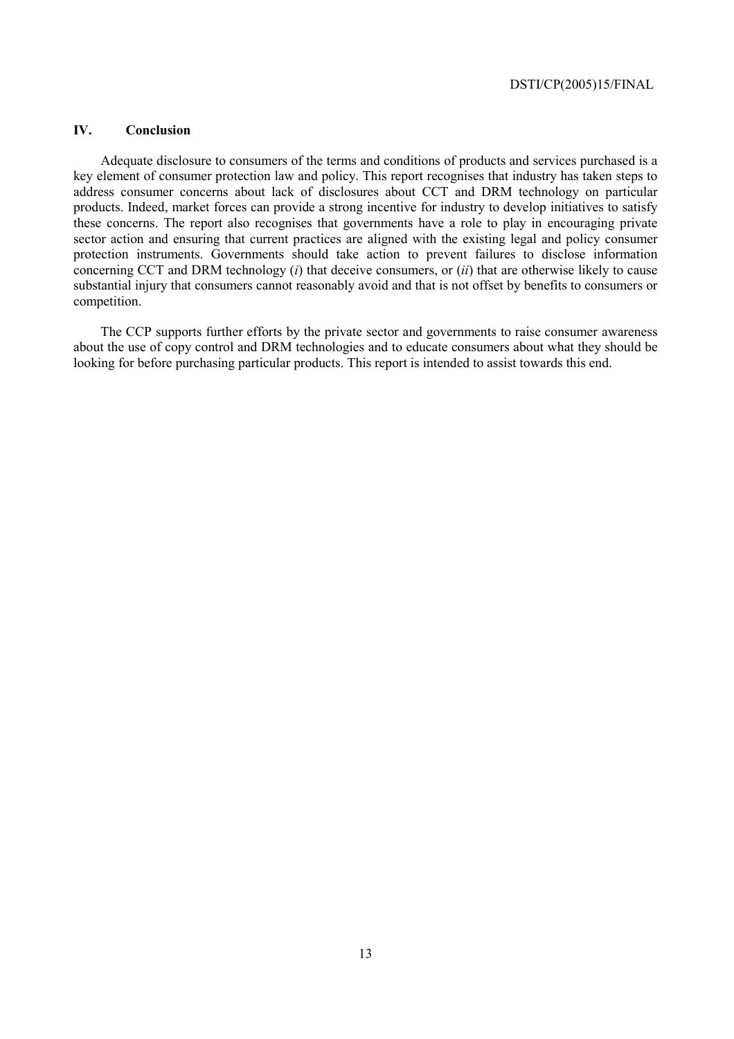## IV. Conclusion

Adequate disclosure to consumers of the terms and conditions of products and services purchased is a key element of consumer protection law and policy. This report recognises that industry has taken steps to address consumer concerns about lack of disclosures about CCT and DRM technology on particular products. Indeed, market forces can provide a strong incentive for industry to develop initiatives to satisfy these concerns. The report also recognises that governments have a role to play in encouraging private sector action and ensuring that current practices are aligned with the existing legal and policy consumer protection instruments. Governments should take action to prevent failures to disclose information concerning CCT and DRM technology (*i*) that deceive consumers, or (*ii*) that are otherwise likely to cause substantial injury that consumers cannot reasonably avoid and that is not offset by benefits to consumers or competition.

The CCP supports further efforts by the private sector and governments to raise consumer awareness about the use of copy control and DRM technologies and to educate consumers about what they should be looking for before purchasing particular products. This report is intended to assist towards this end.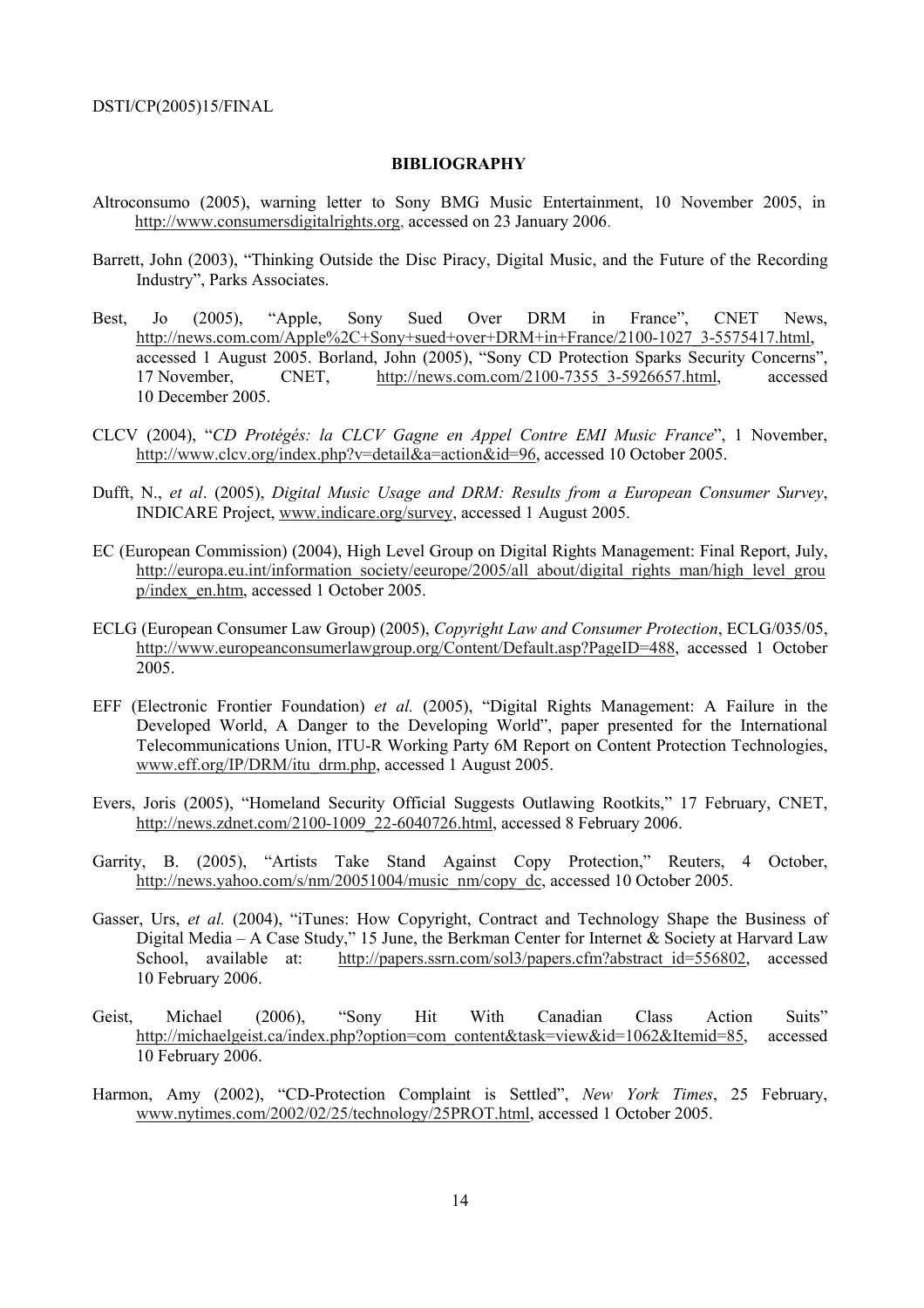## BIBLIOGRAPHY

Altroconsumo (2005), warning letter to Sony BMG Music Entertainment, 10 November 2005, in http://www.consumersdigitalrights.org, accessed on 23 January 2006.

Barrett, John (2003), "Thinking Outside the Disc Piracy, Digital Music, and the Future of the Recording Industry", Parks Associates.

Best, Jo (2005), "Apple, Sony Sued Over DRM in France", CNET News, http://news.com.com/Apple%2C+Sony+sued+over+DRM+in+France/2100-1027_3-5575417.html, accessed 1 August 2005. Borland, John (2005), "Sony CD Protection Sparks Security Concerns", 17 November, CNET, http://news.com.com/2100-7355_3-5926657.html, accessed 10 December 2005.

CLCV (2004), "*CD Protégés: la CLCV Gagne en Appel Contre EMI Music France*", 1 November, http://www.clcv.org/index.php?v=detail&a=action&id=96, accessed 10 October 2005.

Dufft, N., *et al*. (2005), *Digital Music Usage and DRM: Results from a European Consumer Survey*, INDICARE Project, www.indicare.org/survey, accessed 1 August 2005.

EC (European Commission) (2004), High Level Group on Digital Rights Management: Final Report, July, http://europa.eu.int/information_society/eeurope/2005/all_about/digital_rights_man/high_level_group/index_en.htm, accessed 1 October 2005.

ECLG (European Consumer Law Group) (2005), *Copyright Law and Consumer Protection*, ECLG/035/05, http://www.europeanconsumerlawgroup.org/Content/Default.asp?PageID=488, accessed 1 October 2005.

EFF (Electronic Frontier Foundation) *et al.* (2005), "Digital Rights Management: A Failure in the Developed World, A Danger to the Developing World", paper presented for the International Telecommunications Union, ITU-R Working Party 6M Report on Content Protection Technologies, www.eff.org/IP/DRM/itu_drm.php, accessed 1 August 2005.

Evers, Joris (2005), "Homeland Security Official Suggests Outlawing Rootkits," 17 February, CNET, http://news.zdnet.com/2100-1009_22-6040726.html, accessed 8 February 2006.

Garrity, B. (2005), "Artists Take Stand Against Copy Protection," Reuters, 4 October, http://news.yahoo.com/s/nm/20051004/music_nm/copy_dc, accessed 10 October 2005.

Gasser, Urs, *et al.* (2004), "iTunes: How Copyright, Contract and Technology Shape the Business of Digital Media – A Case Study," 15 June, the Berkman Center for Internet & Society at Harvard Law School, available at: http://papers.ssrn.com/sol3/papers.cfm?abstract_id=556802, accessed 10 February 2006.

Geist, Michael (2006), "Sony Hit With Canadian Class Action Suits" http://michaelgeist.ca/index.php?option=com_content&task=view&id=1062&Itemid=85, accessed 10 February 2006.

Harmon, Amy (2002), "CD-Protection Complaint is Settled", *New York Times*, 25 February, www.nytimes.com/2002/02/25/technology/25PROT.html, accessed 1 October 2005.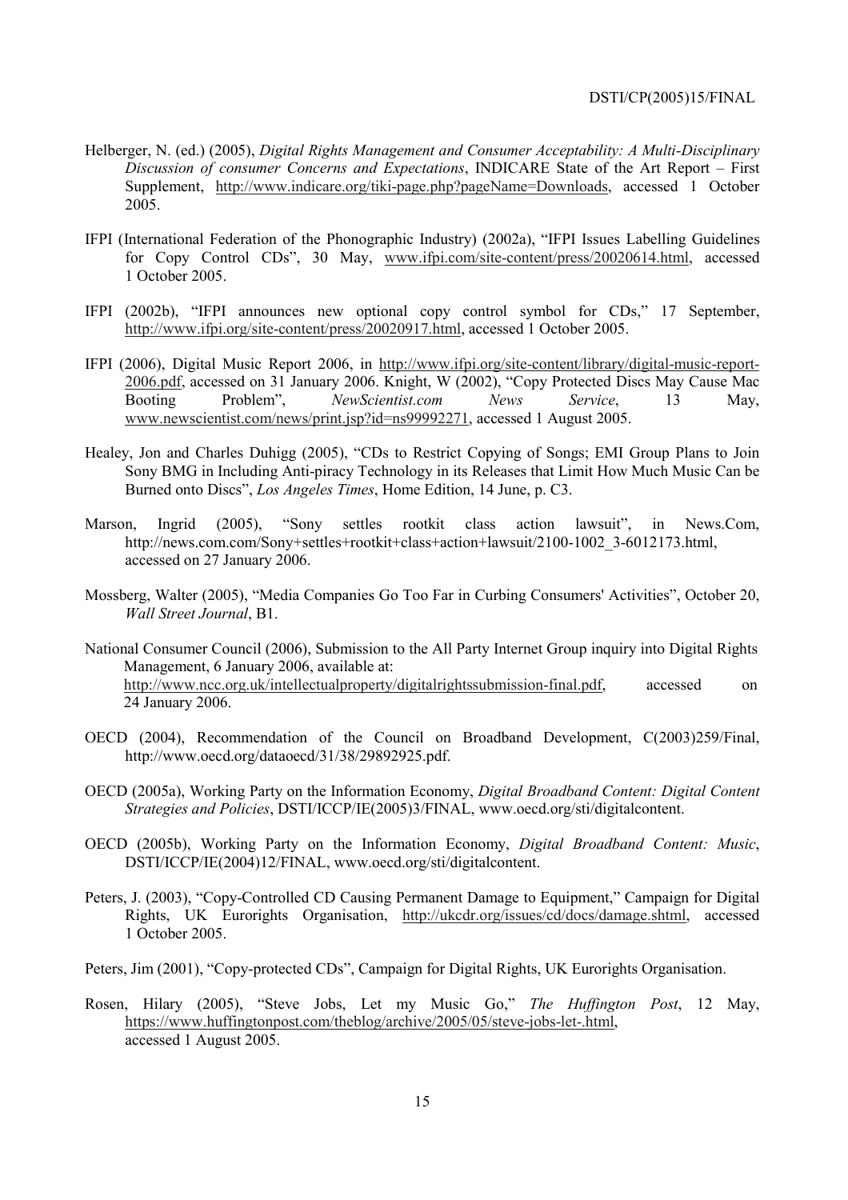Helberger, N. (ed.) (2005), *Digital Rights Management and Consumer Acceptability: A Multi-Disciplinary Discussion of consumer Concerns and Expectations*, INDICARE State of the Art Report – First Supplement, http://www.indicare.org/tiki-page.php?pageName=Downloads, accessed 1 October 2005.

IFPI (International Federation of the Phonographic Industry) (2002a), "IFPI Issues Labelling Guidelines for Copy Control CDs", 30 May, www.ifpi.com/site-content/press/20020614.html, accessed 1 October 2005.

IFPI (2002b), "IFPI announces new optional copy control symbol for CDs," 17 September, http://www.ifpi.org/site-content/press/20020917.html, accessed 1 October 2005.

IFPI (2006), Digital Music Report 2006, in http://www.ifpi.org/site-content/library/digital-music-report-2006.pdf, accessed on 31 January 2006. Knight, W (2002), "Copy Protected Discs May Cause Mac Booting Problem", *NewScientist.com News Service*, 13 May, www.newscientist.com/news/print.jsp?id=ns99992271, accessed 1 August 2005.

Healey, Jon and Charles Duhigg (2005), "CDs to Restrict Copying of Songs; EMI Group Plans to Join Sony BMG in Including Anti-piracy Technology in its Releases that Limit How Much Music Can be Burned onto Discs", *Los Angeles Times*, Home Edition, 14 June, p. C3.

Marson, Ingrid (2005), "Sony settles rootkit class action lawsuit", in News.Com, http://news.com.com/Sony+settles+rootkit+class+action+lawsuit/2100-1002_3-6012173.html, accessed on 27 January 2006.

Mossberg, Walter (2005), "Media Companies Go Too Far in Curbing Consumers' Activities", October 20, *Wall Street Journal*, B1.

National Consumer Council (2006), Submission to the All Party Internet Group inquiry into Digital Rights Management, 6 January 2006, available at: http://www.ncc.org.uk/intellectualproperty/digitalrightssubmission-final.pdf, accessed on 24 January 2006.

OECD (2004), Recommendation of the Council on Broadband Development, C(2003)259/Final, http://www.oecd.org/dataoecd/31/38/29892925.pdf.

OECD (2005a), Working Party on the Information Economy, *Digital Broadband Content: Digital Content Strategies and Policies*, DSTI/ICCP/IE(2005)3/FINAL, www.oecd.org/sti/digitalcontent.

OECD (2005b), Working Party on the Information Economy, *Digital Broadband Content: Music*, DSTI/ICCP/IE(2004)12/FINAL, www.oecd.org/sti/digitalcontent.

Peters, J. (2003), "Copy-Controlled CD Causing Permanent Damage to Equipment," Campaign for Digital Rights, UK Eurorights Organisation, http://ukcdr.org/issues/cd/docs/damage.shtml, accessed 1 October 2005.

Peters, Jim (2001), "Copy-protected CDs", Campaign for Digital Rights, UK Eurorights Organisation.

Rosen, Hilary (2005), "Steve Jobs, Let my Music Go," *The Huffington Post*, 12 May, https://www.huffingtonpost.com/theblog/archive/2005/05/steve-jobs-let-.html, accessed 1 August 2005.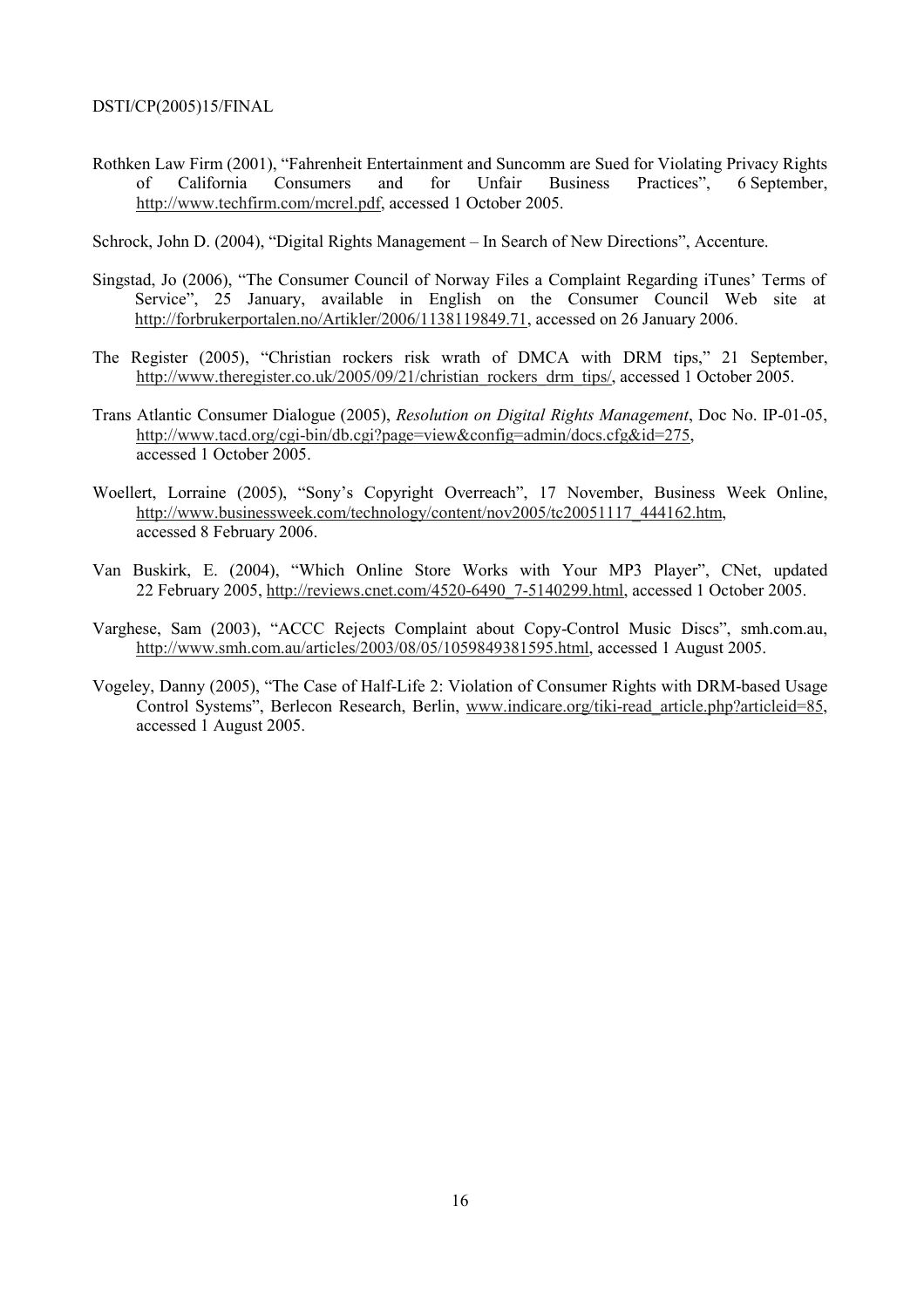Rothken Law Firm (2001), "Fahrenheit Entertainment and Suncomm are Sued for Violating Privacy Rights of California Consumers and for Unfair Business Practices", 6 September, http://www.techfirm.com/mcrel.pdf, accessed 1 October 2005.

Schrock, John D. (2004), "Digital Rights Management – In Search of New Directions", Accenture.

Singstad, Jo (2006), "The Consumer Council of Norway Files a Complaint Regarding iTunes' Terms of Service", 25 January, available in English on the Consumer Council Web site at http://forbrukerportalen.no/Artikler/2006/1138119849.71, accessed on 26 January 2006.

The Register (2005), "Christian rockers risk wrath of DMCA with DRM tips," 21 September, http://www.theregister.co.uk/2005/09/21/christian_rockers_drm_tips/, accessed 1 October 2005.

Trans Atlantic Consumer Dialogue (2005), *Resolution on Digital Rights Management*, Doc No. IP-01-05, http://www.tacd.org/cgi-bin/db.cgi?page=view&config=admin/docs.cfg&id=275, accessed 1 October 2005.

Woellert, Lorraine (2005), "Sony's Copyright Overreach", 17 November, Business Week Online, http://www.businessweek.com/technology/content/nov2005/tc20051117_444162.htm, accessed 8 February 2006.

Van Buskirk, E. (2004), "Which Online Store Works with Your MP3 Player", CNet, updated 22 February 2005, http://reviews.cnet.com/4520-6490_7-5140299.html, accessed 1 October 2005.

Varghese, Sam (2003), "ACCC Rejects Complaint about Copy-Control Music Discs", smh.com.au, http://www.smh.com.au/articles/2003/08/05/1059849381595.html, accessed 1 August 2005.

Vogeley, Danny (2005), "The Case of Half-Life 2: Violation of Consumer Rights with DRM-based Usage Control Systems", Berlecon Research, Berlin, www.indicare.org/tiki-read_article.php?articleid=85, accessed 1 August 2005.